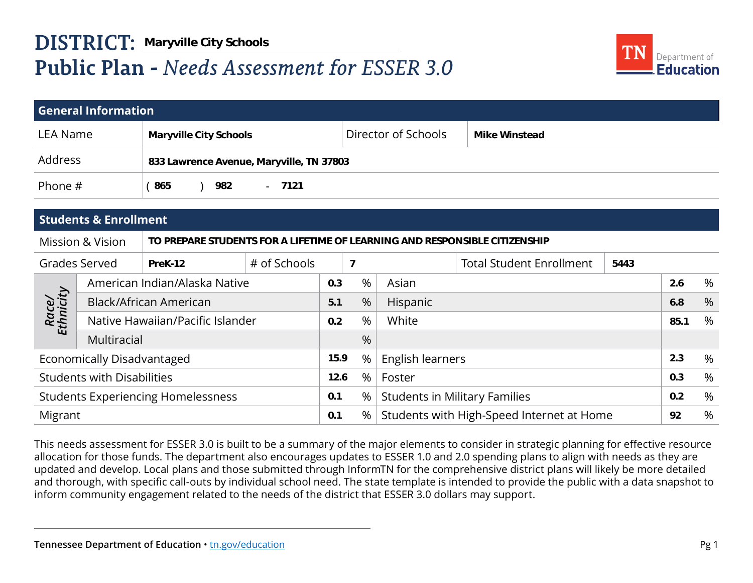# DISTRICT: Maryville City Schools

# Public Plan - *Needs Assessment for ESSER 3.0*

## General Information

| | | | |
|---|---|---|---|
| LEA Name | **Maryville City Schools** | Director of Schools | **Mike Winstead** |
| Address | **833 Lawrence Avenue, Maryville, TN 37803** | | |
| Phone # | ( **865** ) **982** - **7121** | | |

## Students & Enrollment

| | | | | | |
|---|---|---|---|---|---|
| Mission & Vision | **TO PREPARE STUDENTS FOR A LIFETIME OF LEARNING AND RESPONSIBLE CITIZENSHIP** | | | | |
| Grades Served | **PreK-12** | # of Schools | **7** | Total Student Enrollment | **5443** |

| Race/Ethnicity | | | |
|---|---|---|---|
| American Indian/Alaska Native | **0.3** % | Asian | **2.6** % |
| Black/African American | **5.1** % | Hispanic | **6.8** % |
| Native Hawaiian/Pacific Islander | **0.2** % | White | **85.1** % |
| Multiracial | % | | |

| | | | |
|---|---|---|---|
| Economically Disadvantaged | **15.9** % | English learners | **2.3** % |
| Students with Disabilities | **12.6** % | Foster | **0.3** % |
| Students Experiencing Homelessness | **0.1** % | Students in Military Families | **0.2** % |
| Migrant | **0.1** % | Students with High-Speed Internet at Home | **92** % |

This needs assessment for ESSER 3.0 is built to be a summary of the major elements to consider in strategic planning for effective resource allocation for those funds. The department also encourages updates to ESSER 1.0 and 2.0 spending plans to align with needs as they are updated and develop. Local plans and those submitted through InformTN for the comprehensive district plans will likely be more detailed and thorough, with specific call-outs by individual school need. The state template is intended to provide the public with a data snapshot to inform community engagement related to the needs of the district that ESSER 3.0 dollars may support.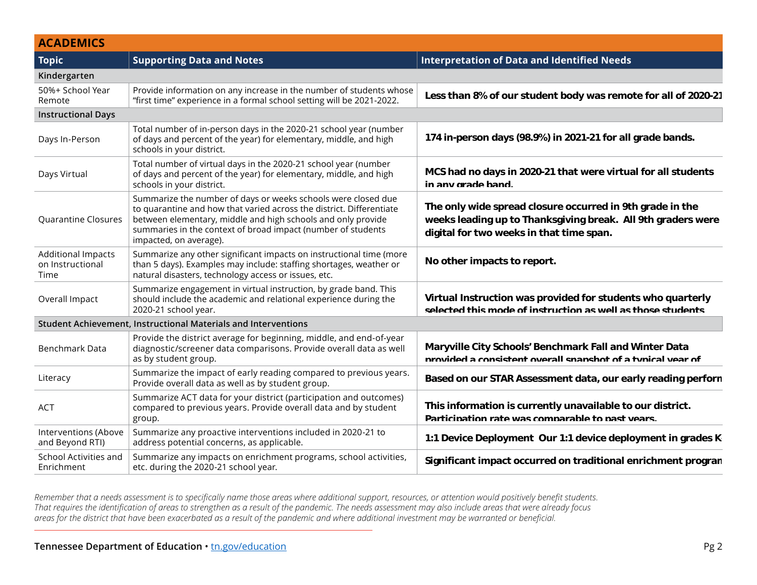| ACADEMICS | | |
|---|---|---|
| **Topic** | **Supporting Data and Notes** | **Interpretation of Data and Identified Needs** |
| **Kindergarten** | | |
| 50%+ School Year Remote | Provide information on any increase in the number of students whose "first time" experience in a formal school setting will be 2021-2022. | **Less than 8% of our student body was remote for all of 2020-21** |
| **Instructional Days** | | |
| Days In-Person | Total number of in-person days in the 2020-21 school year (number of days and percent of the year) for elementary, middle, and high schools in your district. | **174 in-person days (98.9%) in 2021-21 for all grade bands.** |
| Days Virtual | Total number of virtual days in the 2020-21 school year (number of days and percent of the year) for elementary, middle, and high schools in your district. | **MCS had no days in 2020-21 that were virtual for all students in any grade band.** |
| Quarantine Closures | Summarize the number of days or weeks schools were closed due to quarantine and how that varied across the district. Differentiate between elementary, middle and high schools and only provide summaries in the context of broad impact (number of students impacted, on average). | **The only wide spread closure occurred in 9th grade in the weeks leading up to Thanksgiving break. All 9th graders were digital for two weeks in that time span.** |
| Additional Impacts on Instructional Time | Summarize any other significant impacts on instructional time (more than 5 days). Examples may include: staffing shortages, weather or natural disasters, technology access or issues, etc. | **No other impacts to report.** |
| Overall Impact | Summarize engagement in virtual instruction, by grade band. This should include the academic and relational experience during the 2020-21 school year. | **Virtual Instruction was provided for students who quarterly selected this mode of instruction as well as those students** |
| **Student Achievement, Instructional Materials and Interventions** | | |
| Benchmark Data | Provide the district average for beginning, middle, and end-of-year diagnostic/screener data comparisons. Provide overall data as well as by student group. | **Maryville City Schools' Benchmark Fall and Winter Data provided a consistent overall snapshot of a typical year of** |
| Literacy | Summarize the impact of early reading compared to previous years. Provide overall data as well as by student group. | **Based on our STAR Assessment data, our early reading perform** |
| ACT | Summarize ACT data for your district (participation and outcomes) compared to previous years. Provide overall data and by student group. | **This information is currently unavailable to our district. Participation rate was comparable to past years.** |
| Interventions (Above and Beyond RTI) | Summarize any proactive interventions included in 2020-21 to address potential concerns, as applicable. | **1:1 Device Deployment Our 1:1 device deployment in grades K** |
| School Activities and Enrichment | Summarize any impacts on enrichment programs, school activities, etc. during the 2020-21 school year. | **Significant impact occurred on traditional enrichment progran** |

*Remember that a needs assessment is to specifically name those areas where additional support, resources, or attention would positively benefit students. That requires the identification of areas to strengthen as a result of the pandemic. The needs assessment may also include areas that were already focus areas for the district that have been exacerbated as a result of the pandemic and where additional investment may be warranted or beneficial.*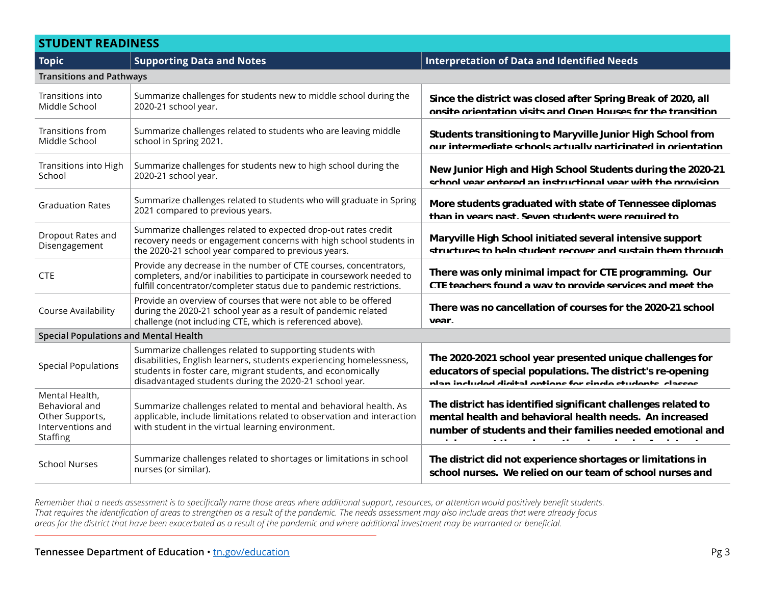| STUDENT READINESS | | |
|---|---|---|
| **Topic** | **Supporting Data and Notes** | **Interpretation of Data and Identified Needs** |
| **Transitions and Pathways** | | |
| Transitions into Middle School | Summarize challenges for students new to middle school during the 2020-21 school year. | **Since the district was closed after Spring Break of 2020, all onsite orientation visits and Open Houses for the transition** |
| Transitions from Middle School | Summarize challenges related to students who are leaving middle school in Spring 2021. | **Students transitioning to Maryville Junior High School from our intermediate schools actually participated in orientation** |
| Transitions into High School | Summarize challenges for students new to high school during the 2020-21 school year. | **New Junior High and High School Students during the 2020-21 school year entered an instructional year with the provision** |
| Graduation Rates | Summarize challenges related to students who will graduate in Spring 2021 compared to previous years. | **More students graduated with state of Tennessee diplomas than in years past. Seven students were required to** |
| Dropout Rates and Disengagement | Summarize challenges related to expected drop-out rates credit recovery needs or engagement concerns with high school students in the 2020-21 school year compared to previous years. | **Maryville High School initiated several intensive support structures to help student recover and sustain them through** |
| CTE | Provide any decrease in the number of CTE courses, concentrators, completers, and/or inabilities to participate in coursework needed to fulfill concentrator/completer status due to pandemic restrictions. | **There was only minimal impact for CTE programming. Our CTE teachers found a way to provide services and meet the** |
| Course Availability | Provide an overview of courses that were not able to be offered during the 2020-21 school year as a result of pandemic related challenge (not including CTE, which is referenced above). | **There was no cancellation of courses for the 2020-21 school year.** |
| **Special Populations and Mental Health** | | |
| Special Populations | Summarize challenges related to supporting students with disabilities, English learners, students experiencing homelessness, students in foster care, migrant students, and economically disadvantaged students during the 2020-21 school year. | **The 2020-2021 school year presented unique challenges for educators of special populations. The district's re-opening plan included digital options for single students, classes** |
| Mental Health, Behavioral and Other Supports, Interventions and Staffing | Summarize challenges related to mental and behavioral health. As applicable, include limitations related to observation and interaction with student in the virtual learning environment. | **The district has identified significant challenges related to mental health and behavioral health needs. An increased number of students and their families needed emotional and** |
| School Nurses | Summarize challenges related to shortages or limitations in school nurses (or similar). | **The district did not experience shortages or limitations in school nurses. We relied on our team of school nurses and** |

*Remember that a needs assessment is to specifically name those areas where additional support, resources, or attention would positively benefit students. That requires the identification of areas to strengthen as a result of the pandemic. The needs assessment may also include areas that were already focus areas for the district that have been exacerbated as a result of the pandemic and where additional investment may be warranted or beneficial.*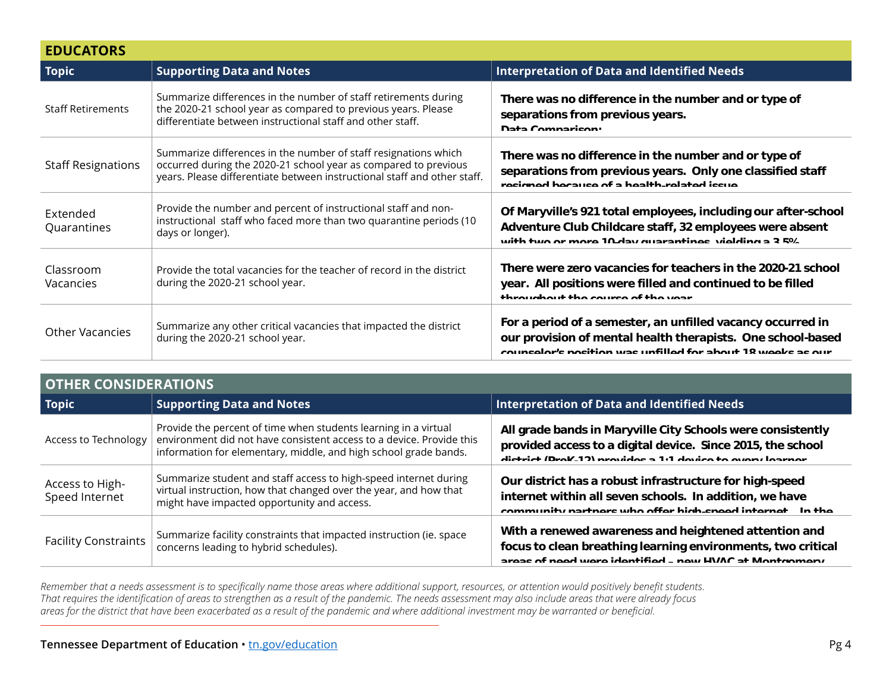## EDUCATORS

| Topic | Supporting Data and Notes | Interpretation of Data and Identified Needs |
|---|---|---|
| Staff Retirements | Summarize differences in the number of staff retirements during the 2020-21 school year as compared to previous years. Please differentiate between instructional staff and other staff. | **There was no difference in the number and or type of separations from previous years. Data Comparison:** |
| Staff Resignations | Summarize differences in the number of staff resignations which occurred during the 2020-21 school year as compared to previous years. Please differentiate between instructional staff and other staff. | **There was no difference in the number and or type of separations from previous years. Only one classified staff resigned because of a health-related issue.** |
| Extended Quarantines | Provide the number and percent of instructional staff and non-instructional staff who faced more than two quarantine periods (10 days or longer). | **Of Maryville's 921 total employees, including our after-school Adventure Club Childcare staff, 32 employees were absent with two or more 10-day quarantines, yielding a 3.5%** |
| Classroom Vacancies | Provide the total vacancies for the teacher of record in the district during the 2020-21 school year. | **There were zero vacancies for teachers in the 2020-21 school year. All positions were filled and continued to be filled throughout the course of the year.** |
| Other Vacancies | Summarize any other critical vacancies that impacted the district during the 2020-21 school year. | **For a period of a semester, an unfilled vacancy occurred in our provision of mental health therapists. One school-based counselor's position was unfilled for about 18 weeks as our** |

## OTHER CONSIDERATIONS

| Topic | Supporting Data and Notes | Interpretation of Data and Identified Needs |
|---|---|---|
| Access to Technology | Provide the percent of time when students learning in a virtual environment did not have consistent access to a device. Provide this information for elementary, middle, and high school grade bands. | **All grade bands in Maryville City Schools were consistently provided access to a digital device. Since 2015, the school district (PreK-12) provides a 1:1 device to every learner.** |
| Access to High-Speed Internet | Summarize student and staff access to high-speed internet during virtual instruction, how that changed over the year, and how that might have impacted opportunity and access. | **Our district has a robust infrastructure for high-speed internet within all seven schools. In addition, we have community partners who offer high-speed internet. In the** |
| Facility Constraints | Summarize facility constraints that impacted instruction (ie. space concerns leading to hybrid schedules). | **With a renewed awareness and heightened attention and focus to clean breathing learning environments, two critical areas of need were identified – new HVAC at Montgomery** |

*Remember that a needs assessment is to specifically name those areas where additional support, resources, or attention would positively benefit students. That requires the identification of areas to strengthen as a result of the pandemic. The needs assessment may also include areas that were already focus areas for the district that have been exacerbated as a result of the pandemic and where additional investment may be warranted or beneficial.*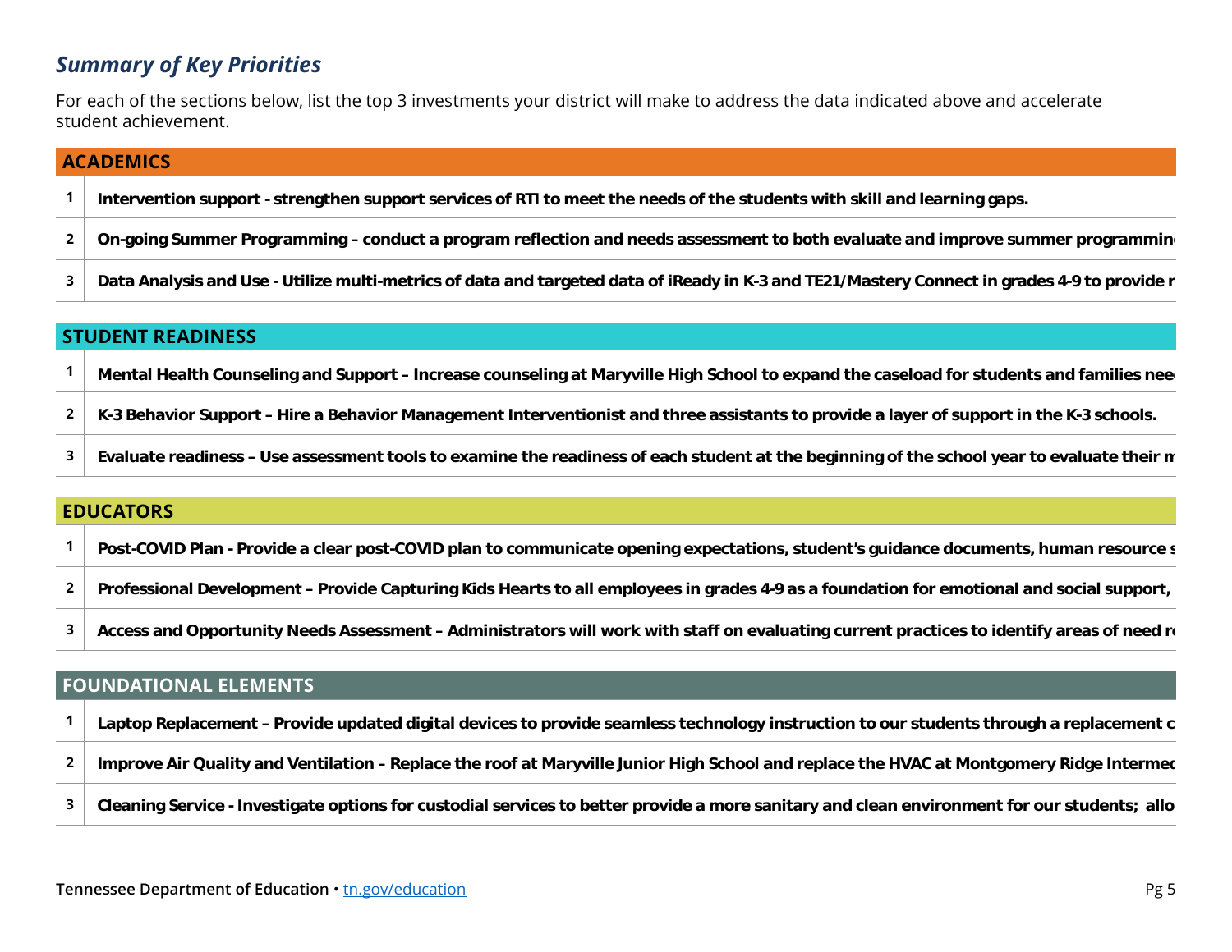## *Summary of Key Priorities*

For each of the sections below, list the top 3 investments your district will make to address the data indicated above and accelerate student achievement.

| ACADEMICS | |
|---|---|
| 1 | **Intervention support - strengthen support services of RTI to meet the needs of the students with skill and learning gaps.** |
| 2 | **On-going Summer Programming – conduct a program reflection and needs assessment to both evaluate and improve summer programmin** |
| 3 | **Data Analysis and Use - Utilize multi-metrics of data and targeted data of iReady in K-3 and TE21/Mastery Connect in grades 4-9 to provide r** |

| STUDENT READINESS | |
|---|---|
| 1 | **Mental Health Counseling and Support – Increase counseling at Maryville High School to expand the caseload for students and families nee** |
| 2 | **K-3 Behavior Support – Hire a Behavior Management Interventionist and three assistants to provide a layer of support in the K-3 schools.** |
| 3 | **Evaluate readiness – Use assessment tools to examine the readiness of each student at the beginning of the school year to evaluate their m** |

| EDUCATORS | |
|---|---|
| 1 | **Post-COVID Plan - Provide a clear post-COVID plan to communicate opening expectations, student's guidance documents, human resource s** |
| 2 | **Professional Development – Provide Capturing Kids Hearts to all employees in grades 4-9 as a foundation for emotional and social support,** |
| 3 | **Access and Opportunity Needs Assessment – Administrators will work with staff on evaluating current practices to identify areas of need r** |

| FOUNDATIONAL ELEMENTS | |
|---|---|
| 1 | **Laptop Replacement – Provide updated digital devices to provide seamless technology instruction to our students through a replacement c** |
| 2 | **Improve Air Quality and Ventilation – Replace the roof at Maryville Junior High School and replace the HVAC at Montgomery Ridge Intermed** |
| 3 | **Cleaning Service - Investigate options for custodial services to better provide a more sanitary and clean environment for our students; allo** |